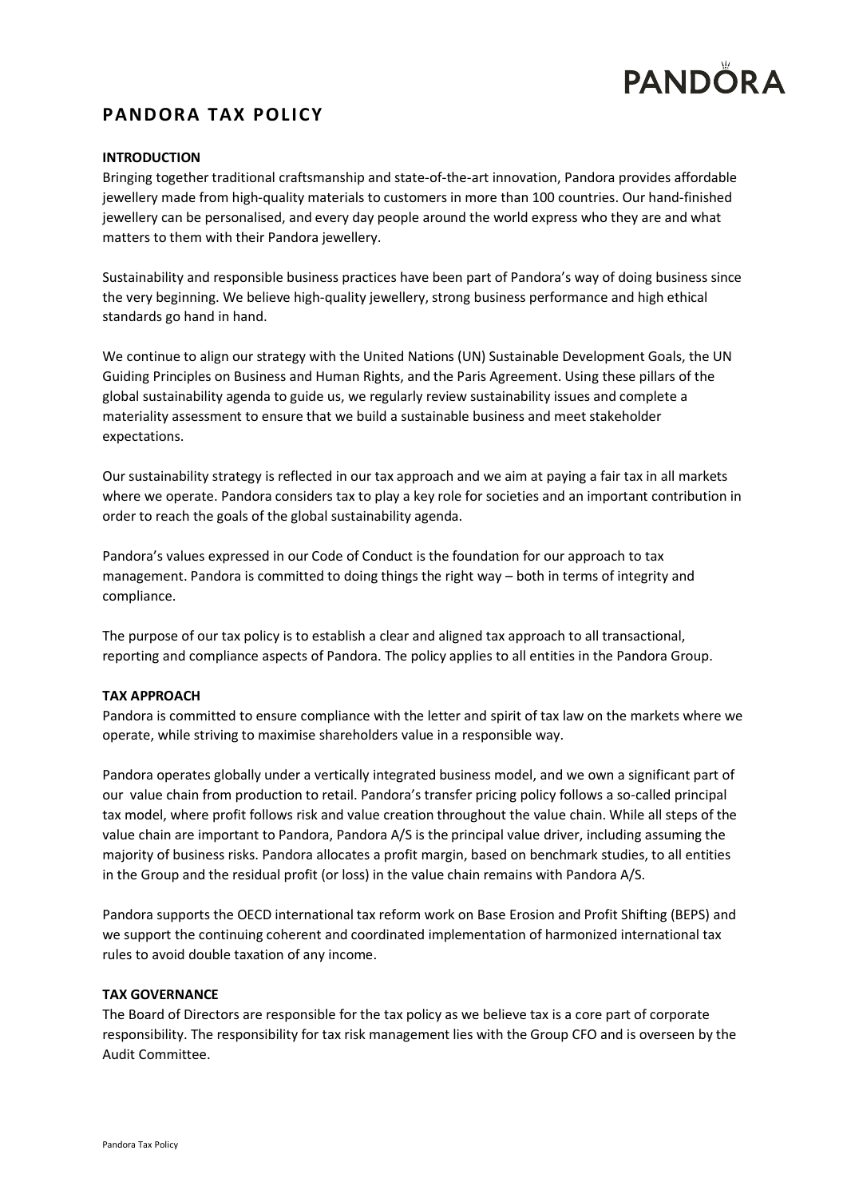# PANDORA TAX POLICY

## INTRODUCTION

Bringing together traditional craftsmanship and state-of-the-art innovation, Pandora provides affordable jewellery made from high-quality materials to customers in more than 100 countries. Our hand-finished jewellery can be personalised, and every day people around the world express who they are and what matters to them with their Pandora jewellery.

Sustainability and responsible business practices have been part of Pandora's way of doing business since the very beginning. We believe high-quality jewellery, strong business performance and high ethical standards go hand in hand.

We continue to align our strategy with the United Nations (UN) Sustainable Development Goals, the UN Guiding Principles on Business and Human Rights, and the Paris Agreement. Using these pillars of the global sustainability agenda to guide us, we regularly review sustainability issues and complete a materiality assessment to ensure that we build a sustainable business and meet stakeholder expectations.

Our sustainability strategy is reflected in our tax approach and we aim at paying a fair tax in all markets where we operate. Pandora considers tax to play a key role for societies and an important contribution in order to reach the goals of the global sustainability agenda.

Pandora's values expressed in our Code of Conduct is the foundation for our approach to tax management. Pandora is committed to doing things the right way – both in terms of integrity and compliance.

The purpose of our tax policy is to establish a clear and aligned tax approach to all transactional, reporting and compliance aspects of Pandora. The policy applies to all entities in the Pandora Group.

## TAX APPROACH

Pandora is committed to ensure compliance with the letter and spirit of tax law on the markets where we operate, while striving to maximise shareholders value in a responsible way.

Pandora operates globally under a vertically integrated business model, and we own a significant part of our value chain from production to retail. Pandora's transfer pricing policy follows a so-called principal tax model, where profit follows risk and value creation throughout the value chain. While all steps of the value chain are important to Pandora, Pandora A/S is the principal value driver, including assuming the majority of business risks. Pandora allocates a profit margin, based on benchmark studies, to all entities in the Group and the residual profit (or loss) in the value chain remains with Pandora A/S.

Pandora supports the OECD international tax reform work on Base Erosion and Profit Shifting (BEPS) and we support the continuing coherent and coordinated implementation of harmonized international tax rules to avoid double taxation of any income.

## TAX GOVERNANCE

The Board of Directors are responsible for the tax policy as we believe tax is a core part of corporate responsibility. The responsibility for tax risk management lies with the Group CFO and is overseen by the Audit Committee.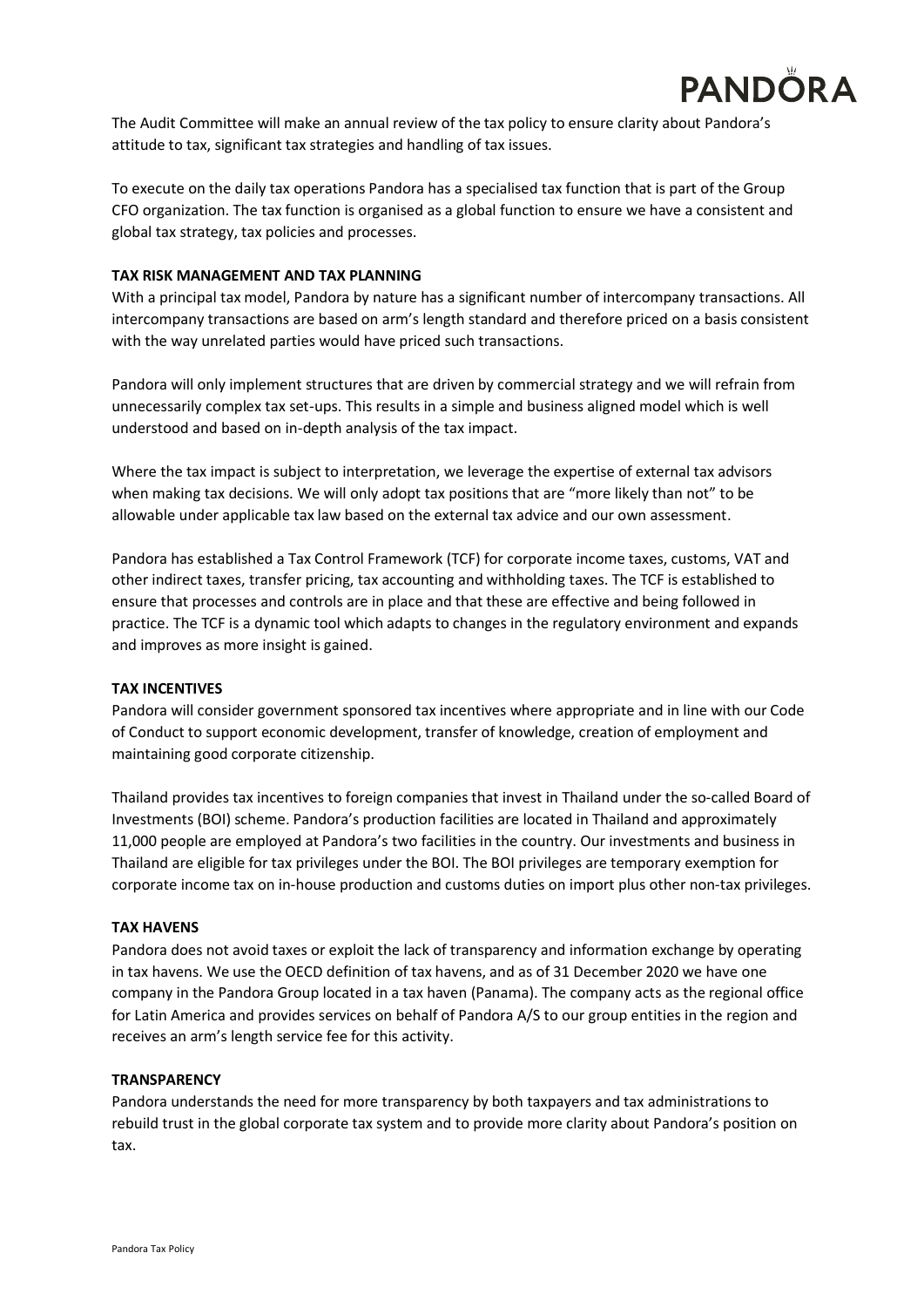The Audit Committee will make an annual review of the tax policy to ensure clarity about Pandora's attitude to tax, significant tax strategies and handling of tax issues.

To execute on the daily tax operations Pandora has a specialised tax function that is part of the Group CFO organization. The tax function is organised as a global function to ensure we have a consistent and global tax strategy, tax policies and processes.

**TAX RISK MANAGEMENT AND TAX PLANNING**

With a principal tax model, Pandora by nature has a significant number of intercompany transactions. All intercompany transactions are based on arm's length standard and therefore priced on a basis consistent with the way unrelated parties would have priced such transactions.

Pandora will only implement structures that are driven by commercial strategy and we will refrain from unnecessarily complex tax set-ups. This results in a simple and business aligned model which is well understood and based on in-depth analysis of the tax impact.

Where the tax impact is subject to interpretation, we leverage the expertise of external tax advisors when making tax decisions. We will only adopt tax positions that are "more likely than not" to be allowable under applicable tax law based on the external tax advice and our own assessment.

Pandora has established a Tax Control Framework (TCF) for corporate income taxes, customs, VAT and other indirect taxes, transfer pricing, tax accounting and withholding taxes. The TCF is established to ensure that processes and controls are in place and that these are effective and being followed in practice. The TCF is a dynamic tool which adapts to changes in the regulatory environment and expands and improves as more insight is gained.

**TAX INCENTIVES**

Pandora will consider government sponsored tax incentives where appropriate and in line with our Code of Conduct to support economic development, transfer of knowledge, creation of employment and maintaining good corporate citizenship.

Thailand provides tax incentives to foreign companies that invest in Thailand under the so-called Board of Investments (BOI) scheme. Pandora's production facilities are located in Thailand and approximately 11,000 people are employed at Pandora's two facilities in the country. Our investments and business in Thailand are eligible for tax privileges under the BOI. The BOI privileges are temporary exemption for corporate income tax on in-house production and customs duties on import plus other non-tax privileges.

**TAX HAVENS**

Pandora does not avoid taxes or exploit the lack of transparency and information exchange by operating in tax havens. We use the OECD definition of tax havens, and as of 31 December 2020 we have one company in the Pandora Group located in a tax haven (Panama). The company acts as the regional office for Latin America and provides services on behalf of Pandora A/S to our group entities in the region and receives an arm's length service fee for this activity.

**TRANSPARENCY**

Pandora understands the need for more transparency by both taxpayers and tax administrations to rebuild trust in the global corporate tax system and to provide more clarity about Pandora's position on tax.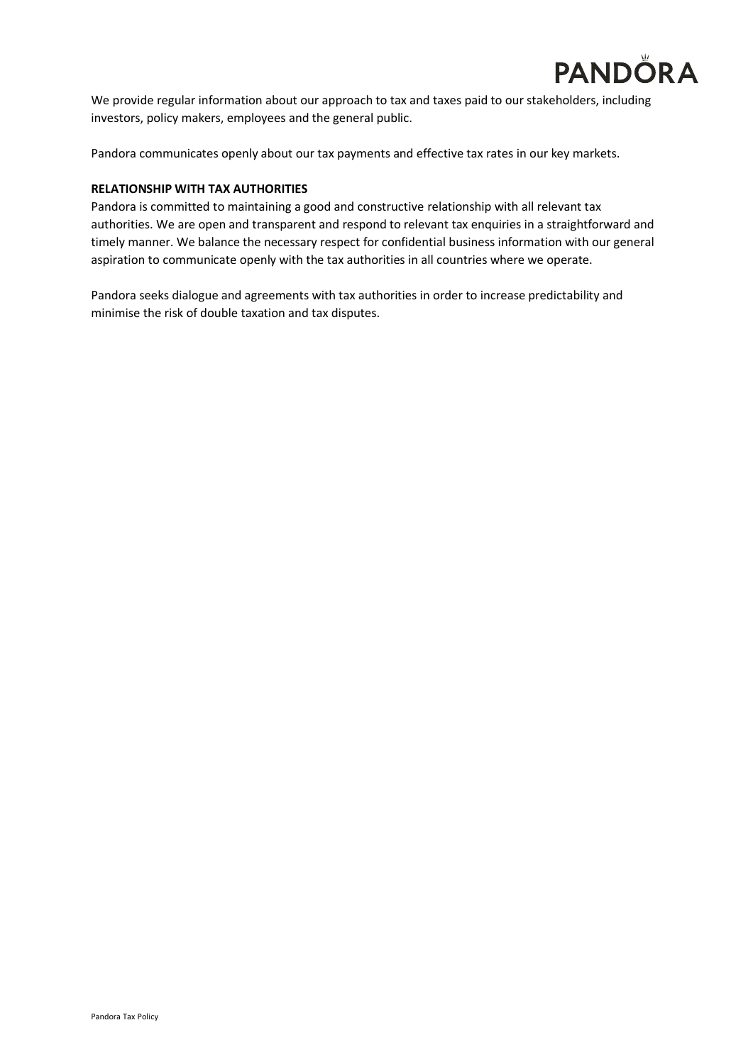We provide regular information about our approach to tax and taxes paid to our stakeholders, including investors, policy makers, employees and the general public.

Pandora communicates openly about our tax payments and effective tax rates in our key markets.

**RELATIONSHIP WITH TAX AUTHORITIES**

Pandora is committed to maintaining a good and constructive relationship with all relevant tax authorities. We are open and transparent and respond to relevant tax enquiries in a straightforward and timely manner. We balance the necessary respect for confidential business information with our general aspiration to communicate openly with the tax authorities in all countries where we operate.

Pandora seeks dialogue and agreements with tax authorities in order to increase predictability and minimise the risk of double taxation and tax disputes.